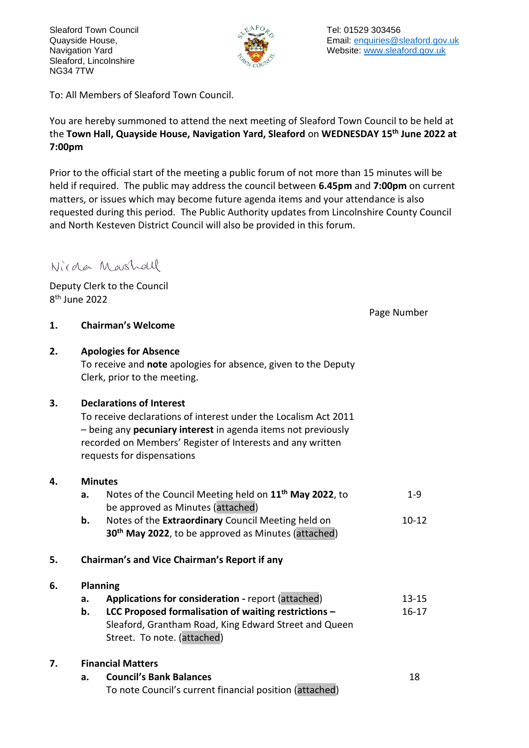Sleaford Town Council
Quayside House,
Navigation Yard
Sleaford, Lincolnshire
NG34 7TW

Tel: 01529 303456
Email: enquiries@sleaford.gov.uk
Website: www.sleaford.gov.uk

To: All Members of Sleaford Town Council.

You are hereby summoned to attend the next meeting of Sleaford Town Council to be held at the **Town Hall, Quayside House, Navigation Yard, Sleaford** on **WEDNESDAY 15th June 2022 at 7:00pm**

Prior to the official start of the meeting a public forum of not more than 15 minutes will be held if required. The public may address the council between **6.45pm** and **7:00pm** on current matters, or issues which may become future agenda items and your attendance is also requested during this period. The Public Authority updates from Lincolnshire County Council and North Kesteven District Council will also be provided in this forum.

Nicola Marshall

Deputy Clerk to the Council
8th June 2022

| | | | Page Number |
|---|---|---|---|
| **1.** | **Chairman's Welcome** | | |
| **2.** | **Apologies for Absence**<br>To receive and **note** apologies for absence, given to the Deputy Clerk, prior to the meeting. | | |
| **3.** | **Declarations of Interest**<br>To receive declarations of interest under the Localism Act 2011 – being any **pecuniary interest** in agenda items not previously recorded on Members' Register of Interests and any written requests for dispensations | | |
| **4.** | **Minutes** | | |
| | **a.** | Notes of the Council Meeting held on **11th May 2022**, to be approved as Minutes (attached) | 1-9 |
| | **b.** | Notes of the **Extraordinary** Council Meeting held on **30th May 2022**, to be approved as Minutes (attached) | 10-12 |
| **5.** | **Chairman's and Vice Chairman's Report if any** | | |
| **6.** | **Planning** | | |
| | **a.** | **Applications for consideration -** report (attached) | 13-15 |
| | **b.** | **LCC Proposed formalisation of waiting restrictions –** Sleaford, Grantham Road, King Edward Street and Queen Street. To note. (attached) | 16-17 |
| **7.** | **Financial Matters** | | |
| | **a.** | **Council's Bank Balances**<br>To note Council's current financial position (attached) | 18 |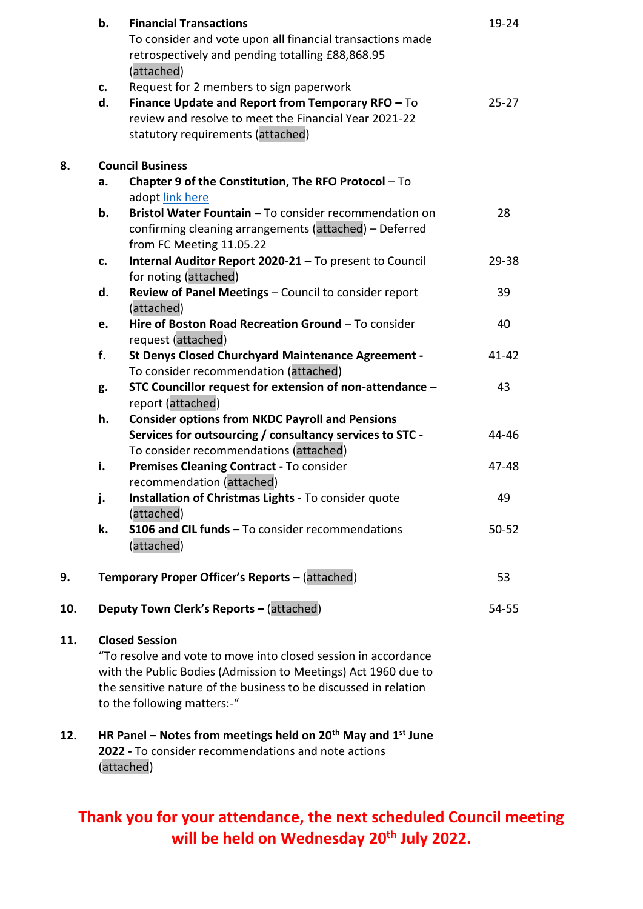| | | | |
|---|---|---|---|
| | **b.** | **Financial Transactions** To consider and vote upon all financial transactions made retrospectively and pending totalling £88,868.95 (attached) | 19-24 |
| | **c.** | Request for 2 members to sign paperwork | |
| | **d.** | **Finance Update and Report from Temporary RFO** – To review and resolve to meet the Financial Year 2021-22 statutory requirements (attached) | 25-27 |
| **8.** | **Council Business** | | |
| | **a.** | **Chapter 9 of the Constitution, The RFO Protocol** – To adopt link here | |
| | **b.** | **Bristol Water Fountain** – To consider recommendation on confirming cleaning arrangements (attached) – Deferred from FC Meeting 11.05.22 | 28 |
| | **c.** | **Internal Auditor Report 2020-21** – To present to Council for noting (attached) | 29-38 |
| | **d.** | **Review of Panel Meetings** – Council to consider report (attached) | 39 |
| | **e.** | **Hire of Boston Road Recreation Ground** – To consider request (attached) | 40 |
| | **f.** | **St Denys Closed Churchyard Maintenance Agreement** - To consider recommendation (attached) | 41-42 |
| | **g.** | **STC Councillor request for extension of non-attendance** – report (attached) | 43 |
| | **h.** | **Consider options from NKDC Payroll and Pensions Services for outsourcing / consultancy services to STC** - To consider recommendations (attached) | 44-46 |
| | **i.** | **Premises Cleaning Contract** - To consider recommendation (attached) | 47-48 |
| | **j.** | **Installation of Christmas Lights** - To consider quote (attached) | 49 |
| | **k.** | **S106 and CIL funds** – To consider recommendations (attached) | 50-52 |
| **9.** | **Temporary Proper Officer's Reports** – (attached) | | 53 |
| **10.** | **Deputy Town Clerk's Reports** – (attached) | | 54-55 |
| **11.** | **Closed Session** "To resolve and vote to move into closed session in accordance with the Public Bodies (Admission to Meetings) Act 1960 due to the sensitive nature of the business to be discussed in relation to the following matters:-" | | |
| **12.** | **HR Panel – Notes from meetings held on 20th May and 1st June 2022 -** To consider recommendations and note actions (attached) | | |

**Thank you for your attendance, the next scheduled Council meeting will be held on Wednesday 20th July 2022.**